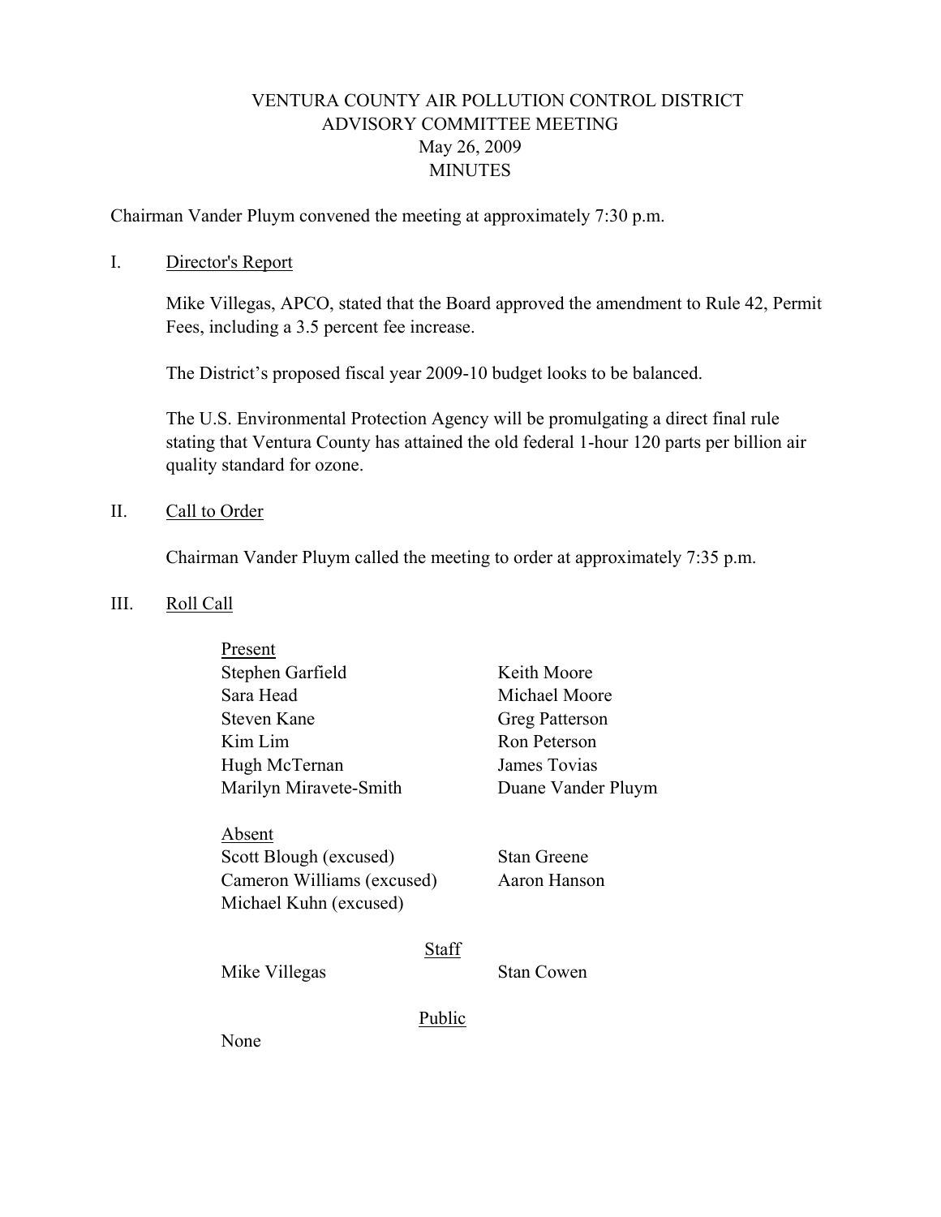# VENTURA COUNTY AIR POLLUTION CONTROL DISTRICT
## ADVISORY COMMITTEE MEETING
### May 26, 2009
### MINUTES

Chairman Vander Pluym convened the meeting at approximately 7:30 p.m.

I. Director's Report

Mike Villegas, APCO, stated that the Board approved the amendment to Rule 42, Permit Fees, including a 3.5 percent fee increase.

The District's proposed fiscal year 2009-10 budget looks to be balanced.

The U.S. Environmental Protection Agency will be promulgating a direct final rule stating that Ventura County has attained the old federal 1-hour 120 parts per billion air quality standard for ozone.

II. Call to Order

Chairman Vander Pluym called the meeting to order at approximately 7:35 p.m.

III. Roll Call

Present

| | |
|---|---|
| Stephen Garfield | Keith Moore |
| Sara Head | Michael Moore |
| Steven Kane | Greg Patterson |
| Kim Lim | Ron Peterson |
| Hugh McTernan | James Tovias |
| Marilyn Miravete-Smith | Duane Vander Pluym |

Absent

| | |
|---|---|
| Scott Blough (excused) | Stan Greene |
| Cameron Williams (excused) | Aaron Hanson |
| Michael Kuhn (excused) | |

Staff

| | |
|---|---|
| Mike Villegas | Stan Cowen |

Public

None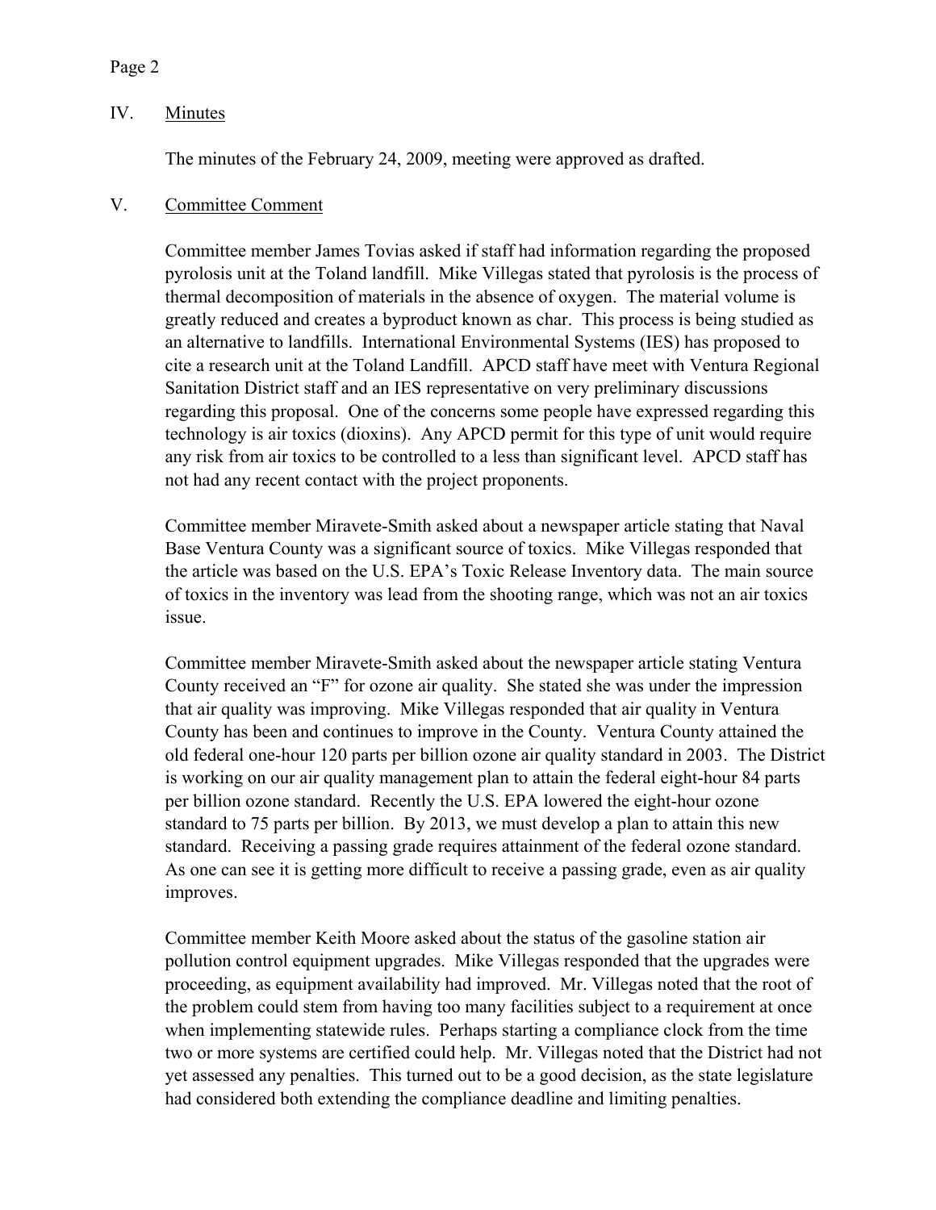## IV. Minutes

The minutes of the February 24, 2009, meeting were approved as drafted.

## V. Committee Comment

Committee member James Tovias asked if staff had information regarding the proposed pyrolosis unit at the Toland landfill. Mike Villegas stated that pyrolosis is the process of thermal decomposition of materials in the absence of oxygen. The material volume is greatly reduced and creates a byproduct known as char. This process is being studied as an alternative to landfills. International Environmental Systems (IES) has proposed to cite a research unit at the Toland Landfill. APCD staff have meet with Ventura Regional Sanitation District staff and an IES representative on very preliminary discussions regarding this proposal. One of the concerns some people have expressed regarding this technology is air toxics (dioxins). Any APCD permit for this type of unit would require any risk from air toxics to be controlled to a less than significant level. APCD staff has not had any recent contact with the project proponents.

Committee member Miravete-Smith asked about a newspaper article stating that Naval Base Ventura County was a significant source of toxics. Mike Villegas responded that the article was based on the U.S. EPA's Toxic Release Inventory data. The main source of toxics in the inventory was lead from the shooting range, which was not an air toxics issue.

Committee member Miravete-Smith asked about the newspaper article stating Ventura County received an "F" for ozone air quality. She stated she was under the impression that air quality was improving. Mike Villegas responded that air quality in Ventura County has been and continues to improve in the County. Ventura County attained the old federal one-hour 120 parts per billion ozone air quality standard in 2003. The District is working on our air quality management plan to attain the federal eight-hour 84 parts per billion ozone standard. Recently the U.S. EPA lowered the eight-hour ozone standard to 75 parts per billion. By 2013, we must develop a plan to attain this new standard. Receiving a passing grade requires attainment of the federal ozone standard. As one can see it is getting more difficult to receive a passing grade, even as air quality improves.

Committee member Keith Moore asked about the status of the gasoline station air pollution control equipment upgrades. Mike Villegas responded that the upgrades were proceeding, as equipment availability had improved. Mr. Villegas noted that the root of the problem could stem from having too many facilities subject to a requirement at once when implementing statewide rules. Perhaps starting a compliance clock from the time two or more systems are certified could help. Mr. Villegas noted that the District had not yet assessed any penalties. This turned out to be a good decision, as the state legislature had considered both extending the compliance deadline and limiting penalties.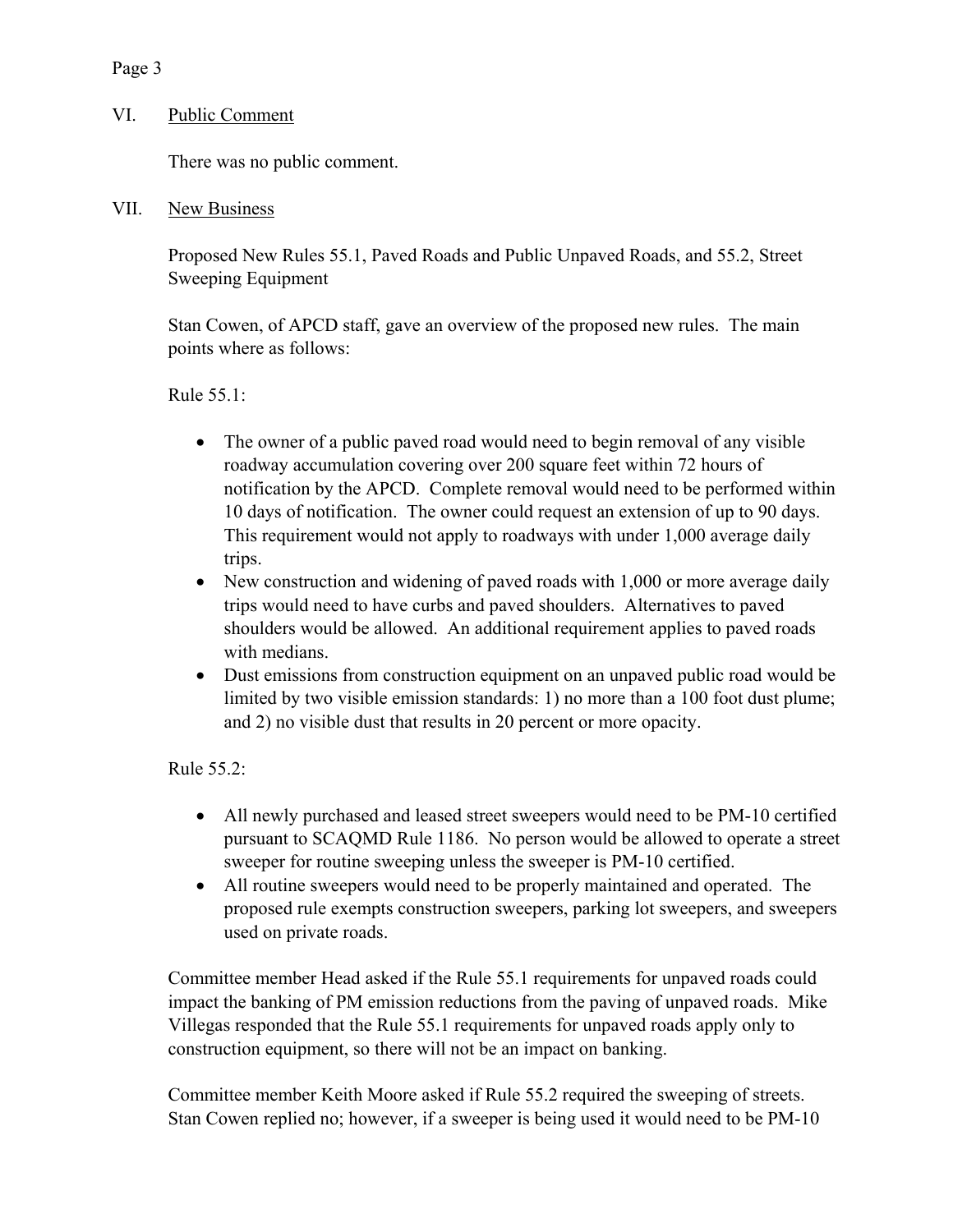## VI. Public Comment

There was no public comment.

## VII. New Business

Proposed New Rules 55.1, Paved Roads and Public Unpaved Roads, and 55.2, Street Sweeping Equipment

Stan Cowen, of APCD staff, gave an overview of the proposed new rules. The main points where as follows:

Rule 55.1:

- The owner of a public paved road would need to begin removal of any visible roadway accumulation covering over 200 square feet within 72 hours of notification by the APCD. Complete removal would need to be performed within 10 days of notification. The owner could request an extension of up to 90 days. This requirement would not apply to roadways with under 1,000 average daily trips.
- New construction and widening of paved roads with 1,000 or more average daily trips would need to have curbs and paved shoulders. Alternatives to paved shoulders would be allowed. An additional requirement applies to paved roads with medians.
- Dust emissions from construction equipment on an unpaved public road would be limited by two visible emission standards: 1) no more than a 100 foot dust plume; and 2) no visible dust that results in 20 percent or more opacity.

Rule 55.2:

- All newly purchased and leased street sweepers would need to be PM-10 certified pursuant to SCAQMD Rule 1186. No person would be allowed to operate a street sweeper for routine sweeping unless the sweeper is PM-10 certified.
- All routine sweepers would need to be properly maintained and operated. The proposed rule exempts construction sweepers, parking lot sweepers, and sweepers used on private roads.

Committee member Head asked if the Rule 55.1 requirements for unpaved roads could impact the banking of PM emission reductions from the paving of unpaved roads. Mike Villegas responded that the Rule 55.1 requirements for unpaved roads apply only to construction equipment, so there will not be an impact on banking.

Committee member Keith Moore asked if Rule 55.2 required the sweeping of streets. Stan Cowen replied no; however, if a sweeper is being used it would need to be PM-10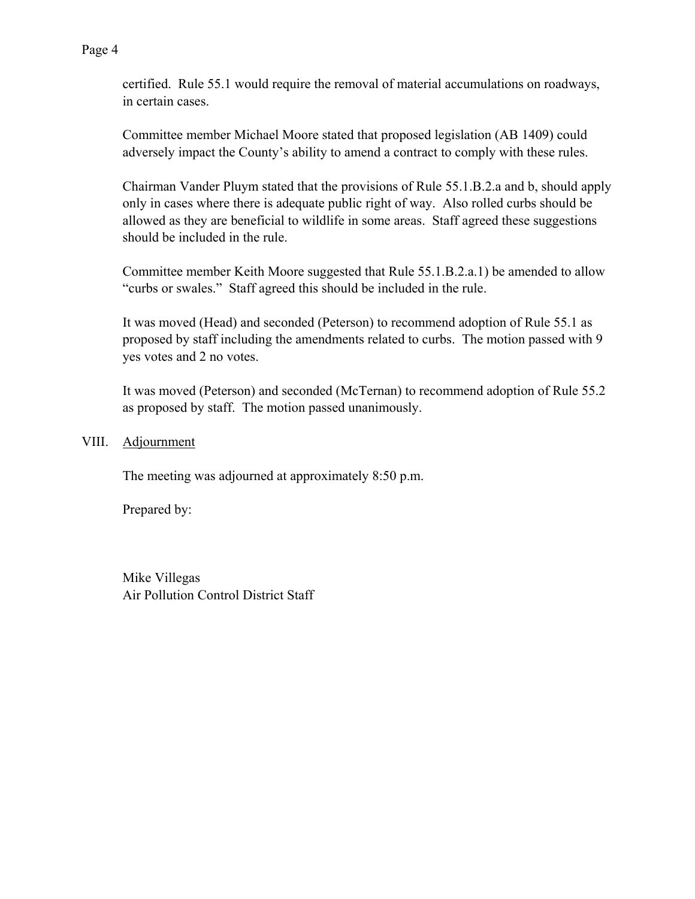certified. Rule 55.1 would require the removal of material accumulations on roadways, in certain cases.

Committee member Michael Moore stated that proposed legislation (AB 1409) could adversely impact the County's ability to amend a contract to comply with these rules.

Chairman Vander Pluym stated that the provisions of Rule 55.1.B.2.a and b, should apply only in cases where there is adequate public right of way. Also rolled curbs should be allowed as they are beneficial to wildlife in some areas. Staff agreed these suggestions should be included in the rule.

Committee member Keith Moore suggested that Rule 55.1.B.2.a.1) be amended to allow "curbs or swales." Staff agreed this should be included in the rule.

It was moved (Head) and seconded (Peterson) to recommend adoption of Rule 55.1 as proposed by staff including the amendments related to curbs. The motion passed with 9 yes votes and 2 no votes.

It was moved (Peterson) and seconded (McTernan) to recommend adoption of Rule 55.2 as proposed by staff. The motion passed unanimously.

## VIII. Adjournment

The meeting was adjourned at approximately 8:50 p.m.

Prepared by:

Mike Villegas
Air Pollution Control District Staff